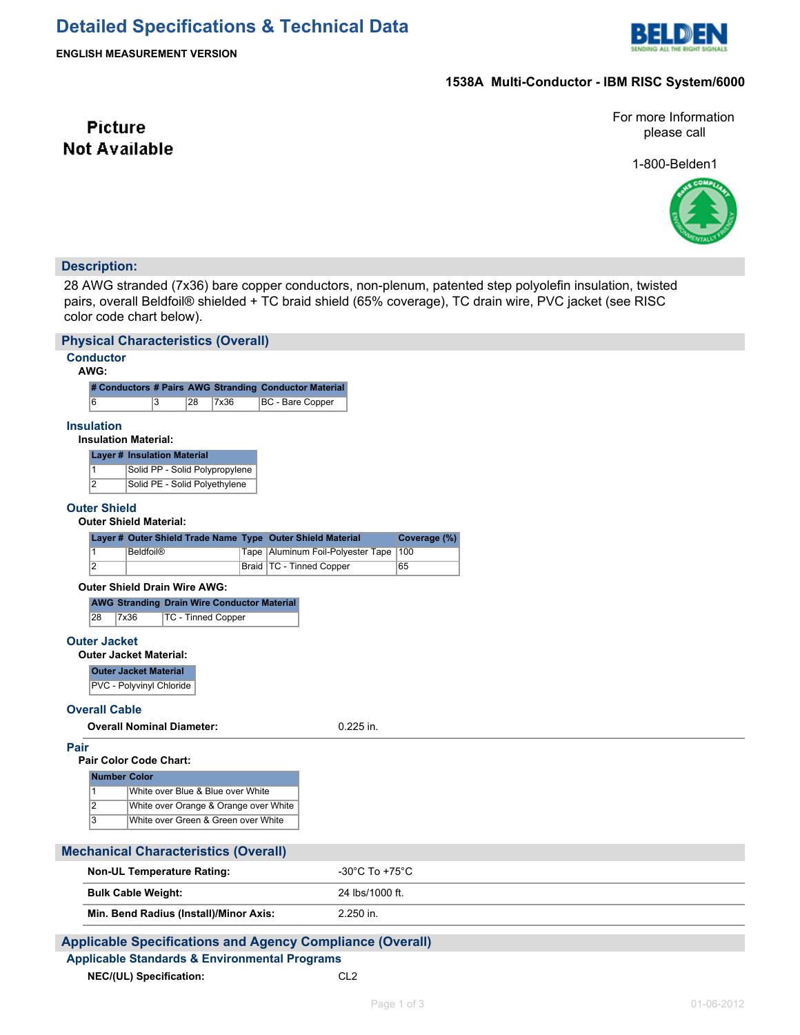# Detailed Specifications & Technical Data

**ENGLISH MEASUREMENT VERSION**

**1538A Multi-Conductor - IBM RISC System/6000**

Picture Not Available

For more Information please call

1-800-Belden1

## Description:

28 AWG stranded (7x36) bare copper conductors, non-plenum, patented step polyolefin insulation, twisted pairs, overall Beldfoil® shielded + TC braid shield (65% coverage), TC drain wire, PVC jacket (see RISC color code chart below).

## Physical Characteristics (Overall)

### Conductor

**AWG:**

| # Conductors | # Pairs | AWG | Stranding | Conductor Material |
|---|---|---|---|---|
| 6 | 3 | 28 | 7x36 | BC - Bare Copper |

### Insulation

**Insulation Material:**

| Layer # | Insulation Material |
|---|---|
| 1 | Solid PP - Solid Polypropylene |
| 2 | Solid PE - Solid Polyethylene |

### Outer Shield

**Outer Shield Material:**

| Layer # | Outer Shield Trade Name | Type | Outer Shield Material | Coverage (%) |
|---|---|---|---|---|
| 1 | Beldfoil® | Tape | Aluminum Foil-Polyester Tape | 100 |
| 2 | | Braid | TC - Tinned Copper | 65 |

**Outer Shield Drain Wire AWG:**

| AWG | Stranding | Drain Wire Conductor Material |
|---|---|---|
| 28 | 7x36 | TC - Tinned Copper |

### Outer Jacket

**Outer Jacket Material:**

| Outer Jacket Material |
|---|
| PVC - Polyvinyl Chloride |

### Overall Cable

| | |
|---|---|
| **Overall Nominal Diameter:** | 0.225 in. |

### Pair

**Pair Color Code Chart:**

| Number | Color |
|---|---|
| 1 | White over Blue & Blue over White |
| 2 | White over Orange & Orange over White |
| 3 | White over Green & Green over White |

## Mechanical Characteristics (Overall)

| | |
|---|---|
| **Non-UL Temperature Rating:** | -30°C To +75°C |
| **Bulk Cable Weight:** | 24 lbs/1000 ft. |
| **Min. Bend Radius (Install)/Minor Axis:** | 2.250 in. |

## Applicable Specifications and Agency Compliance (Overall)

### Applicable Standards & Environmental Programs

| | |
|---|---|
| **NEC/(UL) Specification:** | CL2 |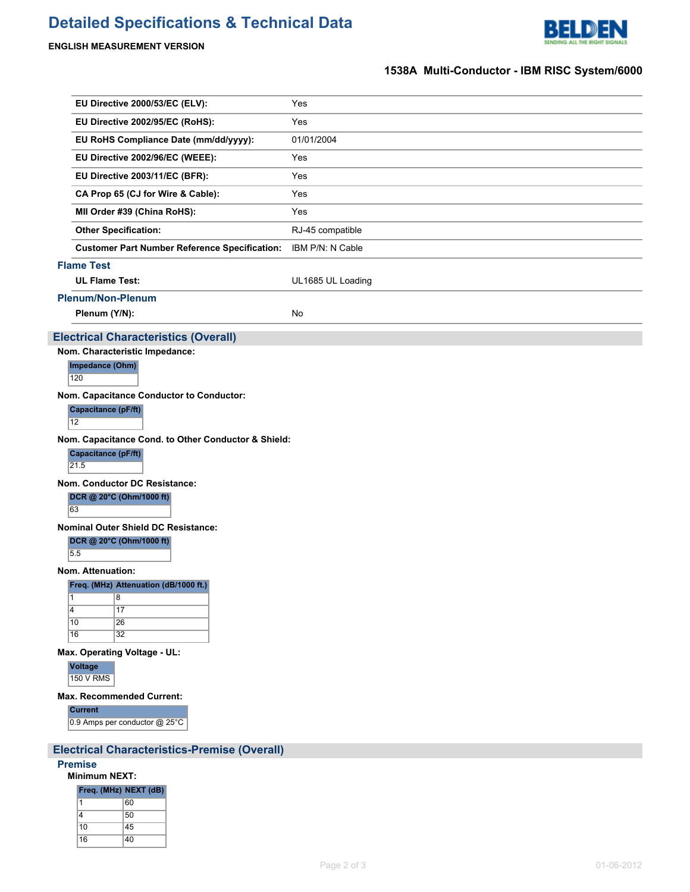# Detailed Specifications & Technical Data

**ENGLISH MEASUREMENT VERSION**

## 1538A Multi-Conductor - IBM RISC System/6000

| | |
|---|---|
| **EU Directive 2000/53/EC (ELV):** | Yes |
| **EU Directive 2002/95/EC (RoHS):** | Yes |
| **EU RoHS Compliance Date (mm/dd/yyyy):** | 01/01/2004 |
| **EU Directive 2002/96/EC (WEEE):** | Yes |
| **EU Directive 2003/11/EC (BFR):** | Yes |
| **CA Prop 65 (CJ for Wire & Cable):** | Yes |
| **MII Order #39 (China RoHS):** | Yes |
| **Other Specification:** | RJ-45 compatible |
| **Customer Part Number Reference Specification:** | IBM P/N: N Cable |

### Flame Test

| | |
|---|---|
| **UL Flame Test:** | UL1685 UL Loading |

### Plenum/Non-Plenum

| | |
|---|---|
| **Plenum (Y/N):** | No |

## Electrical Characteristics (Overall)

**Nom. Characteristic Impedance:**

| Impedance (Ohm) |
|---|
| 120 |

**Nom. Capacitance Conductor to Conductor:**

| Capacitance (pF/ft) |
|---|
| 12 |

**Nom. Capacitance Cond. to Other Conductor & Shield:**

| Capacitance (pF/ft) |
|---|
| 21.5 |

**Nom. Conductor DC Resistance:**

| DCR @ 20°C (Ohm/1000 ft) |
|---|
| 63 |

**Nominal Outer Shield DC Resistance:**

| DCR @ 20°C (Ohm/1000 ft) |
|---|
| 5.5 |

**Nom. Attenuation:**

| Freq. (MHz) | Attenuation (dB/1000 ft.) |
|---|---|
| 1 | 8 |
| 4 | 17 |
| 10 | 26 |
| 16 | 32 |

**Max. Operating Voltage - UL:**

| Voltage |
|---|
| 150 V RMS |

**Max. Recommended Current:**

| Current |
|---|
| 0.9 Amps per conductor @ 25°C |

## Electrical Characteristics-Premise (Overall)

### Premise

**Minimum NEXT:**

| Freq. (MHz) | NEXT (dB) |
|---|---|
| 1 | 60 |
| 4 | 50 |
| 10 | 45 |
| 16 | 40 |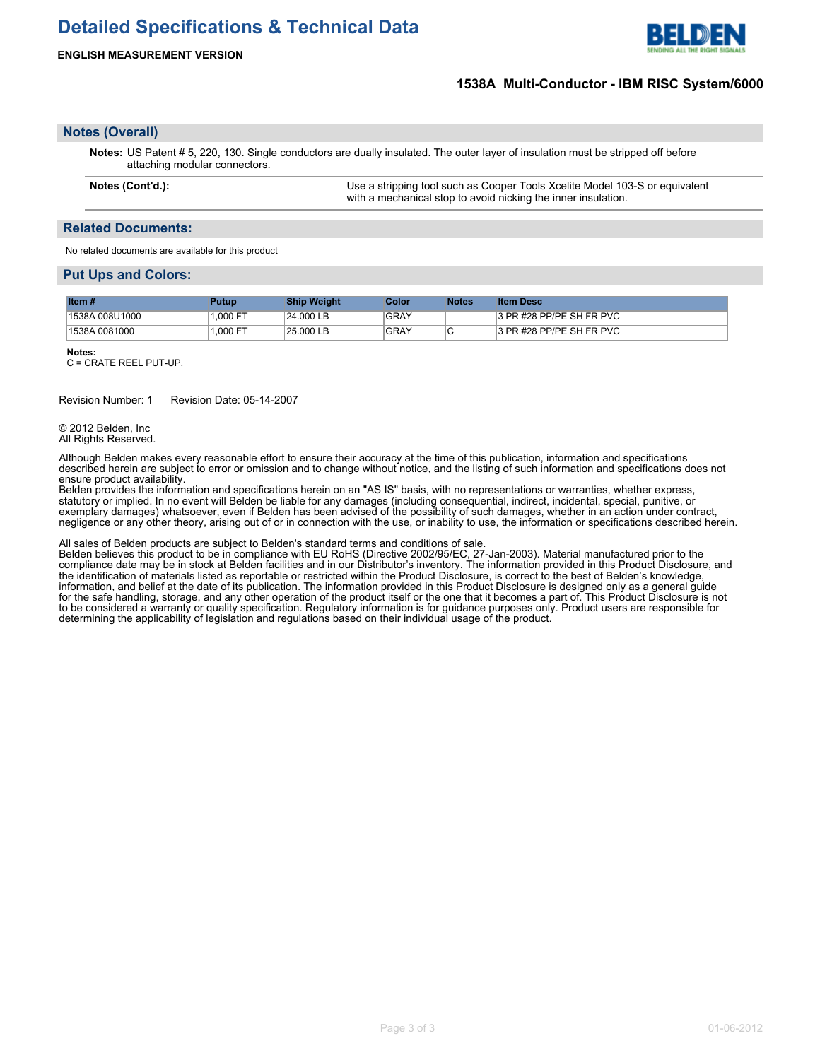# Detailed Specifications & Technical Data

**ENGLISH MEASUREMENT VERSION**

**1538A Multi-Conductor - IBM RISC System/6000**

## Notes (Overall)

**Notes:** US Patent # 5, 220, 130. Single conductors are dually insulated. The outer layer of insulation must be stripped off before attaching modular connectors.

| | |
|---|---|
| **Notes (Cont'd.):** | Use a stripping tool such as Cooper Tools Xcelite Model 103-S or equivalent with a mechanical stop to avoid nicking the inner insulation. |

## Related Documents:

No related documents are available for this product

## Put Ups and Colors:

| Item # | Putup | Ship Weight | Color | Notes | Item Desc |
|---|---|---|---|---|---|
| 1538A 008U1000 | 1,000 FT | 24.000 LB | GRAY | | 3 PR #28 PP/PE SH FR PVC |
| 1538A 0081000 | 1,000 FT | 25.000 LB | GRAY | C | 3 PR #28 PP/PE SH FR PVC |

**Notes:**
C = CRATE REEL PUT-UP.

Revision Number: 1 Revision Date: 05-14-2007

© 2012 Belden, Inc
All Rights Reserved.

Although Belden makes every reasonable effort to ensure their accuracy at the time of this publication, information and specifications described herein are subject to error or omission and to change without notice, and the listing of such information and specifications does not ensure product availability.
Belden provides the information and specifications herein on an "AS IS" basis, with no representations or warranties, whether express, statutory or implied. In no event will Belden be liable for any damages (including consequential, indirect, incidental, special, punitive, or exemplary damages) whatsoever, even if Belden has been advised of the possibility of such damages, whether in an action under contract, negligence or any other theory, arising out of or in connection with the use, or inability to use, the information or specifications described herein.

All sales of Belden products are subject to Belden's standard terms and conditions of sale.
Belden believes this product to be in compliance with EU RoHS (Directive 2002/95/EC, 27-Jan-2003). Material manufactured prior to the compliance date may be in stock at Belden facilities and in our Distributor's inventory. The information provided in this Product Disclosure, and the identification of materials listed as reportable or restricted within the Product Disclosure, is correct to the best of Belden's knowledge, information, and belief at the date of its publication. The information provided in this Product Disclosure is designed only as a general guide for the safe handling, storage, and any other operation of the product itself or the one that it becomes a part of. This Product Disclosure is not to be considered a warranty or quality specification. Regulatory information is for guidance purposes only. Product users are responsible for determining the applicability of legislation and regulations based on their individual usage of the product.